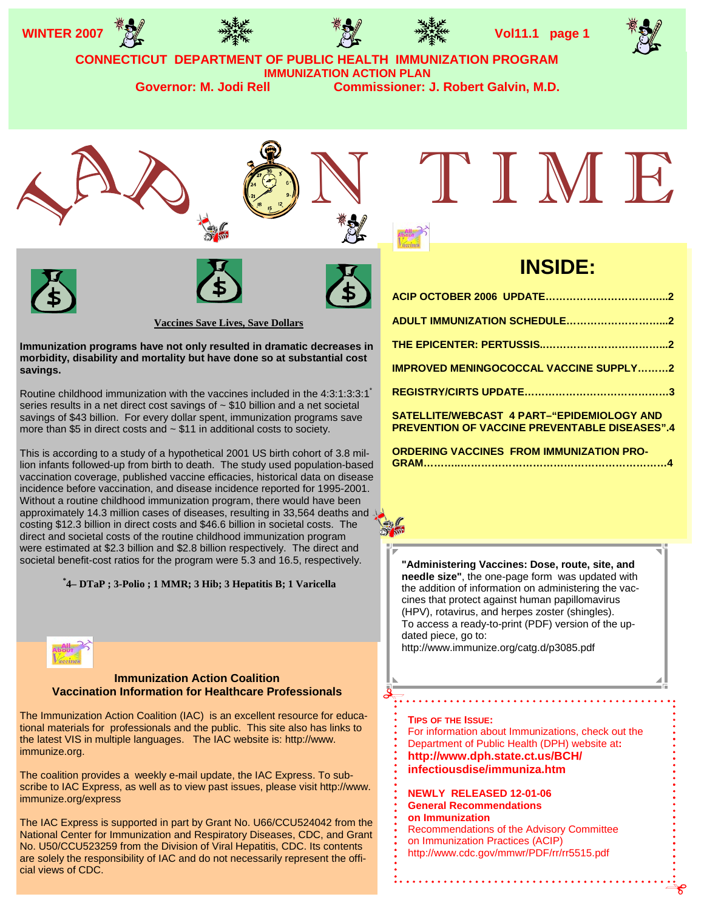WINTER 2007

# CONNECTICUT DEPARTMENT OF PUBLIC HEALTH IMMUNIZATION PROGRAM

## IMMUNIZATION ACTION PLAN

**Governor: M. Jodi Rell** **Commissioner: J. Robert Galvin, M.D.**

# IAP ON TIME

## INSIDE:

- ACIP OCTOBER 2006 UPDATE……………………………..2
- ADULT IMMUNIZATION SCHEDULE………………………..2
- THE EPICENTER: PERTUSSIS……………………………..2
- IMPROVED MENINGOCOCCAL VACCINE SUPPLY………2
- REGISTRY/CIRTS UPDATE…………………………………3
- SATELLITE/WEBCAST 4 PART–"EPIDEMIOLOGY AND PREVENTION OF VACCINE PREVENTABLE DISEASES".4
- ORDERING VACCINES FROM IMMUNIZATION PROGRAM……………………………………………………4

## Vaccines Save Lives, Save Dollars

**Immunization programs have not only resulted in dramatic decreases in morbidity, disability and mortality but have done so at substantial cost savings.**

Routine childhood immunization with the vaccines included in the 4:3:1:3:3:1* series results in a net direct cost savings of ~ $10 billion and a net societal savings of $43 billion. For every dollar spent, immunization programs save more than $5 in direct costs and ~ $11 in additional costs to society.

This is according to a study of a hypothetical 2001 US birth cohort of 3.8 million infants followed-up from birth to death. The study used population-based vaccination coverage, published vaccine efficacies, historical data on disease incidence before vaccination, and disease incidence reported for 1995-2001. Without a routine childhood immunization program, there would have been approximately 14.3 million cases of diseases, resulting in 33,564 deaths and costing $12.3 billion in direct costs and $46.6 billion in societal costs. The direct and societal costs of the routine childhood immunization program were estimated at $2.3 billion and $2.8 billion respectively. The direct and societal benefit-cost ratios for the program were 5.3 and 16.5, respectively.

***4– DTaP ; 3-Polio ; 1 MMR; 3 Hib; 3 Hepatitis B; 1 Varicella**

**"Administering Vaccines: Dose, route, site, and needle size"**, the one-page form was updated with the addition of information on administering the vaccines that protect against human papillomavirus (HPV), rotavirus, and herpes zoster (shingles). To access a ready-to-print (PDF) version of the updated piece, go to: http://www.immunize.org/catg.d/p3085.pdf

## Immunization Action Coalition
## Vaccination Information for Healthcare Professionals

The Immunization Action Coalition (IAC) is an excellent resource for educational materials for professionals and the public. This site also has links to the latest VIS in multiple languages. The IAC website is: http://www.immunize.org.

The coalition provides a weekly e-mail update, the IAC Express. To subscribe to IAC Express, as well as to view past issues, please visit http://www.immunize.org/express

The IAC Express is supported in part by Grant No. U66/CCU524042 from the National Center for Immunization and Respiratory Diseases, CDC, and Grant No. U50/CCU523259 from the Division of Viral Hepatitis, CDC. Its contents are solely the responsibility of IAC and do not necessarily represent the official views of CDC.

**TIPS OF THE ISSUE:**

For information about Immunizations, check out the Department of Public Health (DPH) website at: **http://www.dph.state.ct.us/BCH/infectiousdise/immuniza.htm**

**NEWLY RELEASED 12-01-06**
**General Recommendations on Immunization**
Recommendations of the Advisory Committee on Immunization Practices (ACIP)
http://www.cdc.gov/mmwr/PDF/rr/rr5515.pdf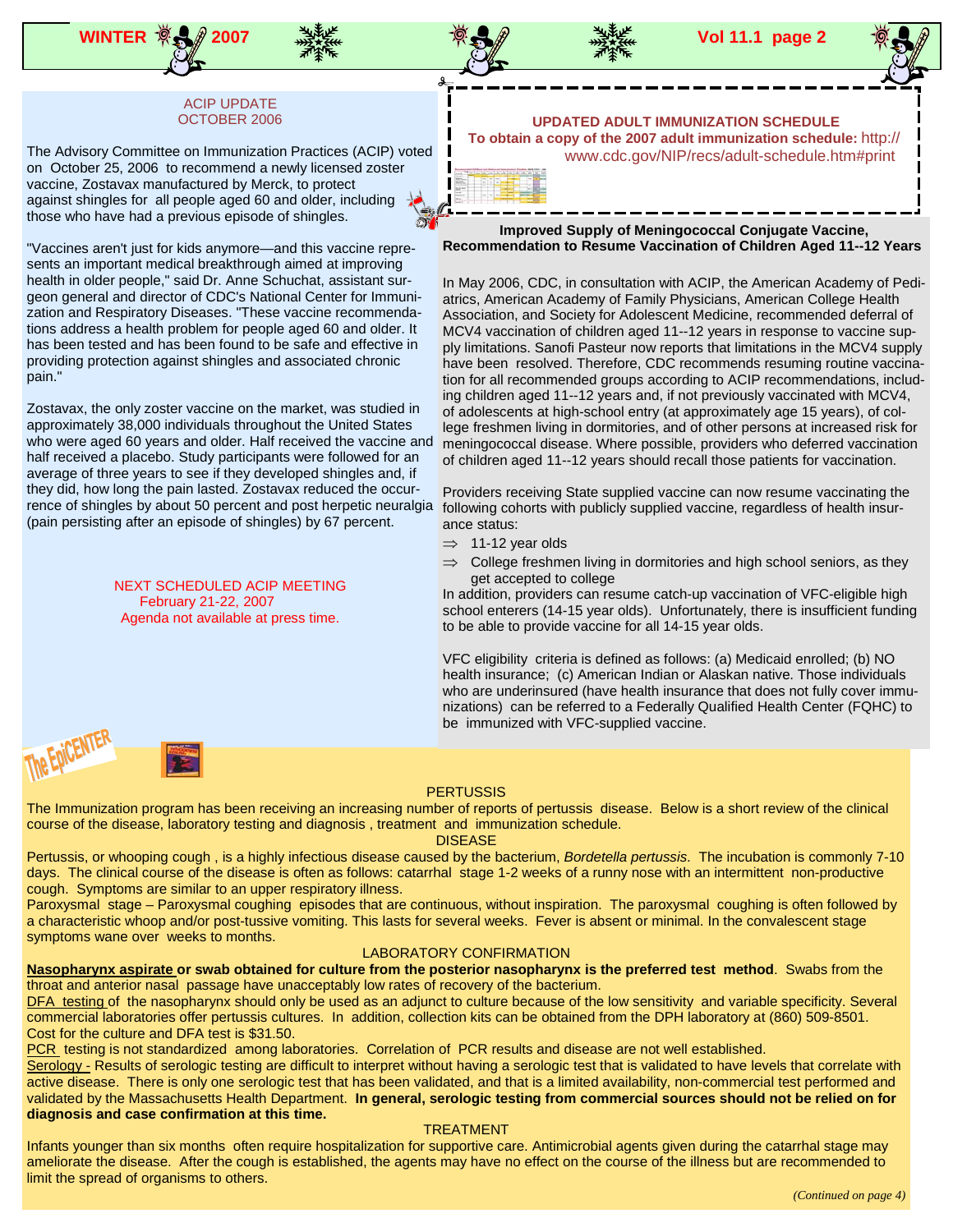## ACIP UPDATE
## OCTOBER 2006

The Advisory Committee on Immunization Practices (ACIP) voted on October 25, 2006 to recommend a newly licensed zoster vaccine, Zostavax manufactured by Merck, to protect against shingles for all people aged 60 and older, including those who have had a previous episode of shingles.

"Vaccines aren't just for kids anymore—and this vaccine represents an important medical breakthrough aimed at improving health in older people," said Dr. Anne Schuchat, assistant surgeon general and director of CDC's National Center for Immunization and Respiratory Diseases. "These vaccine recommendations address a health problem for people aged 60 and older. It has been tested and has been found to be safe and effective in providing protection against shingles and associated chronic pain."

Zostavax, the only zoster vaccine on the market, was studied in approximately 38,000 individuals throughout the United States who were aged 60 years and older. Half received the vaccine and half received a placebo. Study participants were followed for an average of three years to see if they developed shingles and, if they did, how long the pain lasted. Zostavax reduced the occurrence of shingles by about 50 percent and post herpetic neuralgia (pain persisting after an episode of shingles) by 67 percent.

NEXT SCHEDULED ACIP MEETING
February 21-22, 2007
Agenda not available at press time.

## UPDATED ADULT IMMUNIZATION SCHEDULE

**To obtain a copy of the 2007 adult immunization schedule:** http://www.cdc.gov/NIP/recs/adult-schedule.htm#print

### Improved Supply of Meningococcal Conjugate Vaccine, Recommendation to Resume Vaccination of Children Aged 11--12 Years

In May 2006, CDC, in consultation with ACIP, the American Academy of Pediatrics, American Academy of Family Physicians, American College Health Association, and Society for Adolescent Medicine, recommended deferral of MCV4 vaccination of children aged 11--12 years in response to vaccine supply limitations. Sanofi Pasteur now reports that limitations in the MCV4 supply have been resolved. Therefore, CDC recommends resuming routine vaccination for all recommended groups according to ACIP recommendations, including children aged 11--12 years and, if not previously vaccinated with MCV4, of adolescents at high-school entry (at approximately age 15 years), of college freshmen living in dormitories, and of other persons at increased risk for meningococcal disease. Where possible, providers who deferred vaccination of children aged 11--12 years should recall those patients for vaccination.

Providers receiving State supplied vaccine can now resume vaccinating the following cohorts with publicly supplied vaccine, regardless of health insurance status:

- ⇒ 11-12 year olds
- ⇒ College freshmen living in dormitories and high school seniors, as they get accepted to college

In addition, providers can resume catch-up vaccination of VFC-eligible high school enterers (14-15 year olds). Unfortunately, there is insufficient funding to be able to provide vaccine for all 14-15 year olds.

VFC eligibility criteria is defined as follows: (a) Medicaid enrolled; (b) NO health insurance; (c) American Indian or Alaskan native. Those individuals who are underinsured (have health insurance that does not fully cover immunizations) can be referred to a Federally Qualified Health Center (FQHC) to be immunized with VFC-supplied vaccine.

The EpiCENTER

## PERTUSSIS

The Immunization program has been receiving an increasing number of reports of pertussis disease. Below is a short review of the clinical course of the disease, laboratory testing and diagnosis , treatment and immunization schedule.

### DISEASE

Pertussis, or whooping cough , is a highly infectious disease caused by the bacterium, *Bordetella pertussis*. The incubation is commonly 7-10 days. The clinical course of the disease is often as follows: catarrhal stage 1-2 weeks of a runny nose with an intermittent non-productive cough. Symptoms are similar to an upper respiratory illness.

Paroxysmal stage – Paroxysmal coughing episodes that are continuous, without inspiration. The paroxysmal coughing is often followed by a characteristic whoop and/or post-tussive vomiting. This lasts for several weeks. Fever is absent or minimal. In the convalescent stage symptoms wane over weeks to months.

### LABORATORY CONFIRMATION

**Nasopharynx aspirate or swab obtained for culture from the posterior nasopharynx is the preferred test method**. Swabs from the throat and anterior nasal passage have unacceptably low rates of recovery of the bacterium.

DFA testing of the nasopharynx should only be used as an adjunct to culture because of the low sensitivity and variable specificity. Several commercial laboratories offer pertussis cultures. In addition, collection kits can be obtained from the DPH laboratory at (860) 509-8501. Cost for the culture and DFA test is $31.50.

PCR testing is not standardized among laboratories. Correlation of PCR results and disease are not well established.

Serology - Results of serologic testing are difficult to interpret without having a serologic test that is validated to have levels that correlate with active disease. There is only one serologic test that has been validated, and that is a limited availability, non-commercial test performed and validated by the Massachusetts Health Department. **In general, serologic testing from commercial sources should not be relied on for diagnosis and case confirmation at this time.**

### TREATMENT

Infants younger than six months often require hospitalization for supportive care. Antimicrobial agents given during the catarrhal stage may ameliorate the disease. After the cough is established, the agents may have no effect on the course of the illness but are recommended to limit the spread of organisms to others.

*(Continued on page 4)*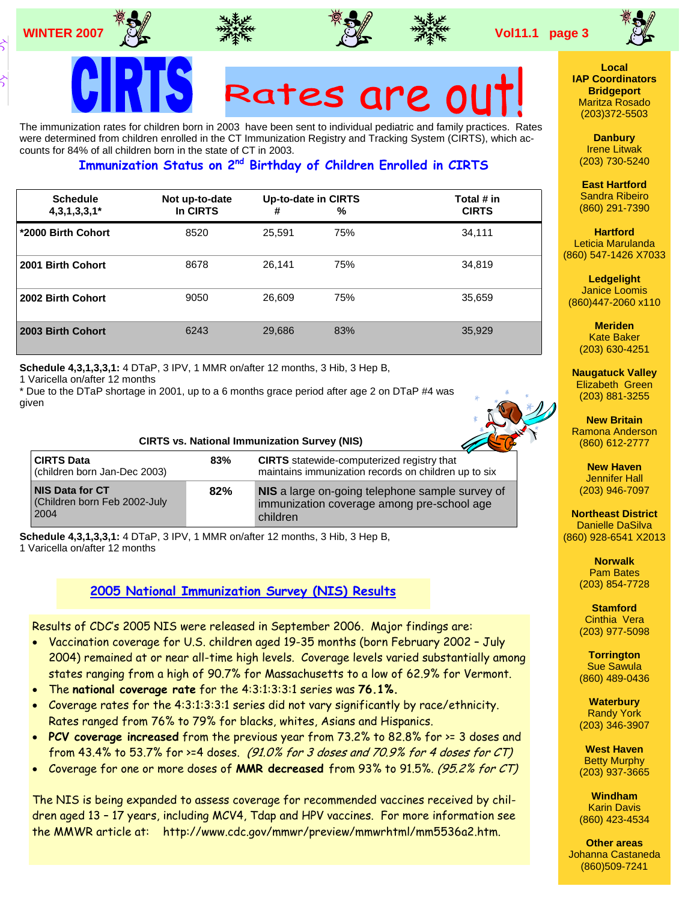# CIRTS Rates are out!

The immunization rates for children born in 2003 have been sent to individual pediatric and family practices. Rates were determined from children enrolled in the CT Immunization Registry and Tracking System (CIRTS), which accounts for 84% of all children born in the state of CT in 2003.

## Immunization Status on 2nd Birthday of Children Enrolled in CIRTS

| Schedule 4,3,1,3,3,1* | Not up-to-date In CIRTS | Up-to-date in CIRTS # | % | Total # in CIRTS |
|---|---|---|---|---|
| *2000 Birth Cohort | 8520 | 25,591 | 75% | 34,111 |
| 2001 Birth Cohort | 8678 | 26,141 | 75% | 34,819 |
| 2002 Birth Cohort | 9050 | 26,609 | 75% | 35,659 |
| 2003 Birth Cohort | 6243 | 29,686 | 83% | 35,929 |

**Schedule 4,3,1,3,3,1:** 4 DTaP, 3 IPV, 1 MMR on/after 12 months, 3 Hib, 3 Hep B, 1 Varicella on/after 12 months

* Due to the DTaP shortage in 2001, up to a 6 months grace period after age 2 on DTaP #4 was given

**CIRTS vs. National Immunization Survey (NIS)**

| | | |
|---|---|---|
| **CIRTS Data** (children born Jan-Dec 2003) | 83% | **CIRTS** statewide-computerized registry that maintains immunization records on children up to six |
| **NIS Data for CT** (Children born Feb 2002-July 2004) | 82% | **NIS** a large on-going telephone sample survey of immunization coverage among pre-school age children |

**Schedule 4,3,1,3,3,1:** 4 DTaP, 3 IPV, 1 MMR on/after 12 months, 3 Hib, 3 Hep B, 1 Varicella on/after 12 months

## 2005 National Immunization Survey (NIS) Results

Results of CDC's 2005 NIS were released in September 2006. Major findings are:

- Vaccination coverage for U.S. children aged 19-35 months (born February 2002 – July 2004) remained at or near all-time high levels. Coverage levels varied substantially among states ranging from a high of 90.7% for Massachusetts to a low of 62.9% for Vermont.
- The **national coverage rate** for the 4:3:1:3:3:1 series was **76.1%.**
- Coverage rates for the 4:3:1:3:3:1 series did not vary significantly by race/ethnicity. Rates ranged from 76% to 79% for blacks, whites, Asians and Hispanics.
- **PCV coverage increased** from the previous year from 73.2% to 82.8% for >= 3 doses and from 43.4% to 53.7% for >=4 doses. *(91.0% for 3 doses and 70.9% for 4 doses for CT)*
- Coverage for one or more doses of **MMR decreased** from 93% to 91.5%. *(95.2% for CT)*

The NIS is being expanded to assess coverage for recommended vaccines received by children aged 13 – 17 years, including MCV4, Tdap and HPV vaccines. For more information see the MMWR article at: http://www.cdc.gov/mmwr/preview/mmwrhtml/mm5536a2.htm.

**Local IAP Coordinators**

**Bridgeport**
Maritza Rosado
(203)372-5503

**Danbury**
Irene Litwak
(203) 730-5240

**East Hartford**
Sandra Ribeiro
(860) 291-7390

**Hartford**
Leticia Marulanda
(860) 547-1426 X7033

**Ledgelight**
Janice Loomis
(860)447-2060 x110

**Meriden**
Kate Baker
(203) 630-4251

**Naugatuck Valley**
Elizabeth Green
(203) 881-3255

**New Britain**
Ramona Anderson
(860) 612-2777

**New Haven**
Jennifer Hall
(203) 946-7097

**Northeast District**
Danielle DaSilva
(860) 928-6541 X2013

**Norwalk**
Pam Bates
(203) 854-7728

**Stamford**
Cinthia Vera
(203) 977-5098

**Torrington**
Sue Sawula
(860) 489-0436

**Waterbury**
Randy York
(203) 346-3907

**West Haven**
Betty Murphy
(203) 937-3665

**Windham**
Karin Davis
(860) 423-4534

**Other areas**
Johanna Castaneda
(860)509-7241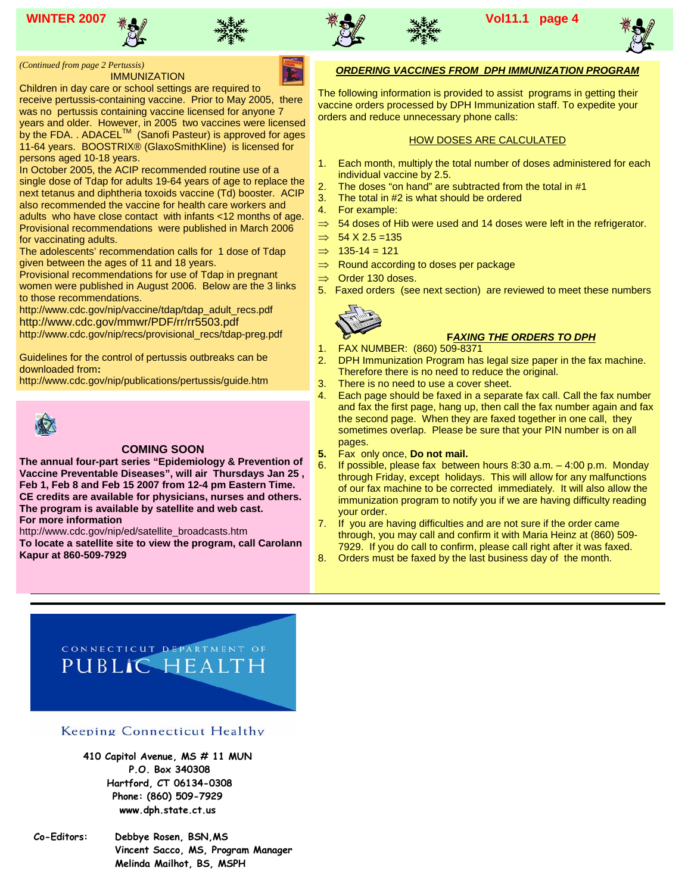*(Continued from page 2 Pertussis)*

## IMMUNIZATION

Children in day care or school settings are required to receive pertussis-containing vaccine. Prior to May 2005, there was no pertussis containing vaccine licensed for anyone 7 years and older. However, in 2005 two vaccines were licensed by the FDA. . ADACEL™ (Sanofi Pasteur) is approved for ages 11-64 years. BOOSTRIX® (GlaxoSmithKline) is licensed for persons aged 10-18 years.

In October 2005, the ACIP recommended routine use of a single dose of Tdap for adults 19-64 years of age to replace the next tetanus and diphtheria toxoids vaccine (Td) booster. ACIP also recommended the vaccine for health care workers and adults who have close contact with infants <12 months of age. Provisional recommendations were published in March 2006 for vaccinating adults.

The adolescents' recommendation calls for 1 dose of Tdap given between the ages of 11 and 18 years.

Provisional recommendations for use of Tdap in pregnant women were published in August 2006. Below are the 3 links to those recommendations.

http://www.cdc.gov/nip/vaccine/tdap/tdap_adult_recs.pdf
http://www.cdc.gov/mmwr/PDF/rr/rr5503.pdf
http://www.cdc.gov/nip/recs/provisional_recs/tdap-preg.pdf

Guidelines for the control of pertussis outbreaks can be downloaded from**:**
http://www.cdc.gov/nip/publications/pertussis/guide.htm

## COMING SOON

**The annual four-part series "Epidemiology & Prevention of Vaccine Preventable Diseases", will air Thursdays Jan 25 , Feb 1, Feb 8 and Feb 15 2007 from 12-4 pm Eastern Time. CE credits are available for physicians, nurses and others. The program is available by satellite and web cast.**
**For more information**
http://www.cdc.gov/nip/ed/satellite_broadcasts.htm
**To locate a satellite site to view the program, call Carolann Kapur at 860-509-7929**

## *ORDERING VACCINES FROM DPH IMMUNIZATION PROGRAM*

The following information is provided to assist programs in getting their vaccine orders processed by DPH Immunization staff. To expedite your orders and reduce unnecessary phone calls:

### HOW DOSES ARE CALCULATED

1. Each month, multiply the total number of doses administered for each individual vaccine by 2.5.
2. The doses "on hand" are subtracted from the total in #1
3. The total in #2 is what should be ordered
4. For example:
   - ⇒ 54 doses of Hib were used and 14 doses were left in the refrigerator.
   - ⇒ 54 X 2.5 =135
   - ⇒ 135-14 = 121
   - ⇒ Round according to doses per package
   - ⇒ Order 130 doses.
5. Faxed orders (see next section) are reviewed to meet these numbers

### *FAXING THE ORDERS TO DPH*

1. FAX NUMBER: (860) 509-8371
2. DPH Immunization Program has legal size paper in the fax machine. Therefore there is no need to reduce the original.
3. There is no need to use a cover sheet.
4. Each page should be faxed in a separate fax call. Call the fax number and fax the first page, hang up, then call the fax number again and fax the second page. When they are faxed together in one call, they sometimes overlap. Please be sure that your PIN number is on all pages.
5. Fax only once, **Do not mail.**
6. If possible, please fax between hours 8:30 a.m. – 4:00 p.m. Monday through Friday, except holidays. This will allow for any malfunctions of our fax machine to be corrected immediately. It will also allow the immunization program to notify you if we are having difficulty reading your order.
7. If you are having difficulties and are not sure if the order came through, you may call and confirm it with Maria Heinz at (860) 509-7929. If you do call to confirm, please call right after it was faxed.
8. Orders must be faxed by the last business day of the month.

CONNECTICUT DEPARTMENT OF
PUBLIC HEALTH

Keeping Connecticut Healthy

**410 Capitol Avenue, MS # 11 MUN**
**P.O. Box 340308**
**Hartford, CT 06134-0308**
**Phone: (860) 509-7929**
**www.dph.state.ct.us**

**Co-Editors:** **Debbye Rosen, BSN,MS**
**Vincent Sacco, MS, Program Manager**
**Melinda Mailhot, BS, MSPH**